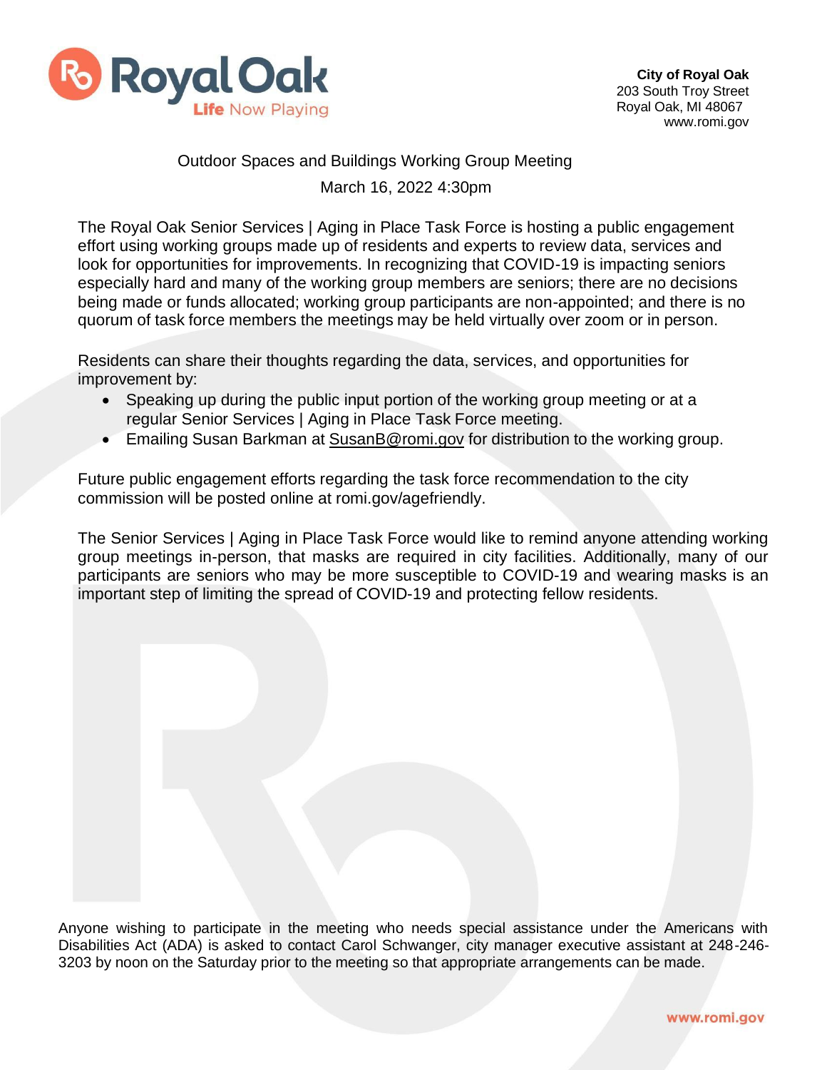**City of Royal Oak**
203 South Troy Street
Royal Oak, MI 48067
www.romi.gov

Outdoor Spaces and Buildings Working Group Meeting

March 16, 2022 4:30pm

The Royal Oak Senior Services | Aging in Place Task Force is hosting a public engagement effort using working groups made up of residents and experts to review data, services and look for opportunities for improvements. In recognizing that COVID-19 is impacting seniors especially hard and many of the working group members are seniors; there are no decisions being made or funds allocated; working group participants are non-appointed; and there is no quorum of task force members the meetings may be held virtually over zoom or in person.

Residents can share their thoughts regarding the data, services, and opportunities for improvement by:

- Speaking up during the public input portion of the working group meeting or at a regular Senior Services | Aging in Place Task Force meeting.
- Emailing Susan Barkman at SusanB@romi.gov for distribution to the working group.

Future public engagement efforts regarding the task force recommendation to the city commission will be posted online at romi.gov/agefriendly.

The Senior Services | Aging in Place Task Force would like to remind anyone attending working group meetings in-person, that masks are required in city facilities. Additionally, many of our participants are seniors who may be more susceptible to COVID-19 and wearing masks is an important step of limiting the spread of COVID-19 and protecting fellow residents.

Anyone wishing to participate in the meeting who needs special assistance under the Americans with Disabilities Act (ADA) is asked to contact Carol Schwanger, city manager executive assistant at 248-246-3203 by noon on the Saturday prior to the meeting so that appropriate arrangements can be made.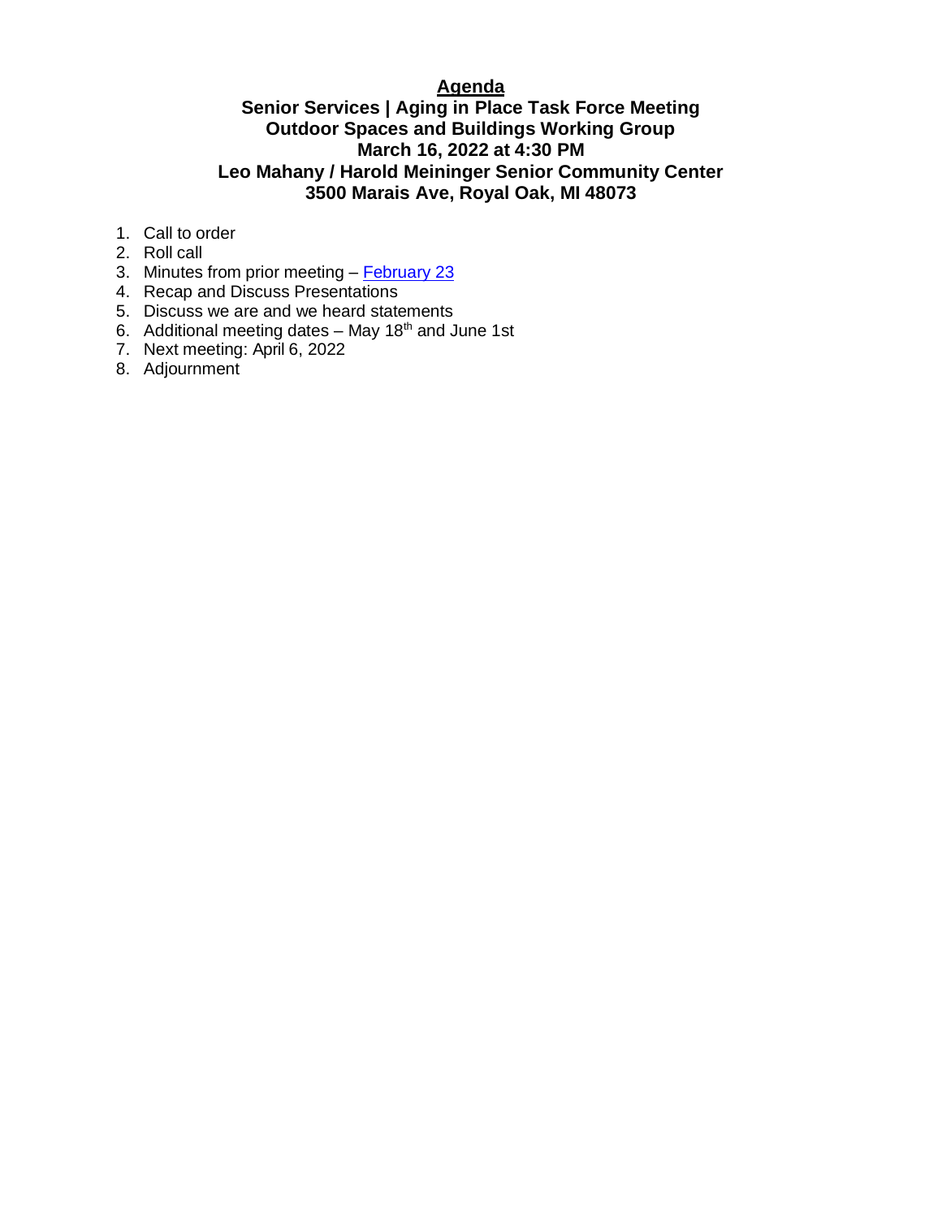# Agenda

**Senior Services | Aging in Place Task Force Meeting**
**Outdoor Spaces and Buildings Working Group**
**March 16, 2022 at 4:30 PM**
**Leo Mahany / Harold Meininger Senior Community Center**
**3500 Marais Ave, Royal Oak, MI 48073**

1. Call to order
2. Roll call
3. Minutes from prior meeting – February 23
4. Recap and Discuss Presentations
5. Discuss we are and we heard statements
6. Additional meeting dates – May 18th and June 1st
7. Next meeting: April 6, 2022
8. Adjournment